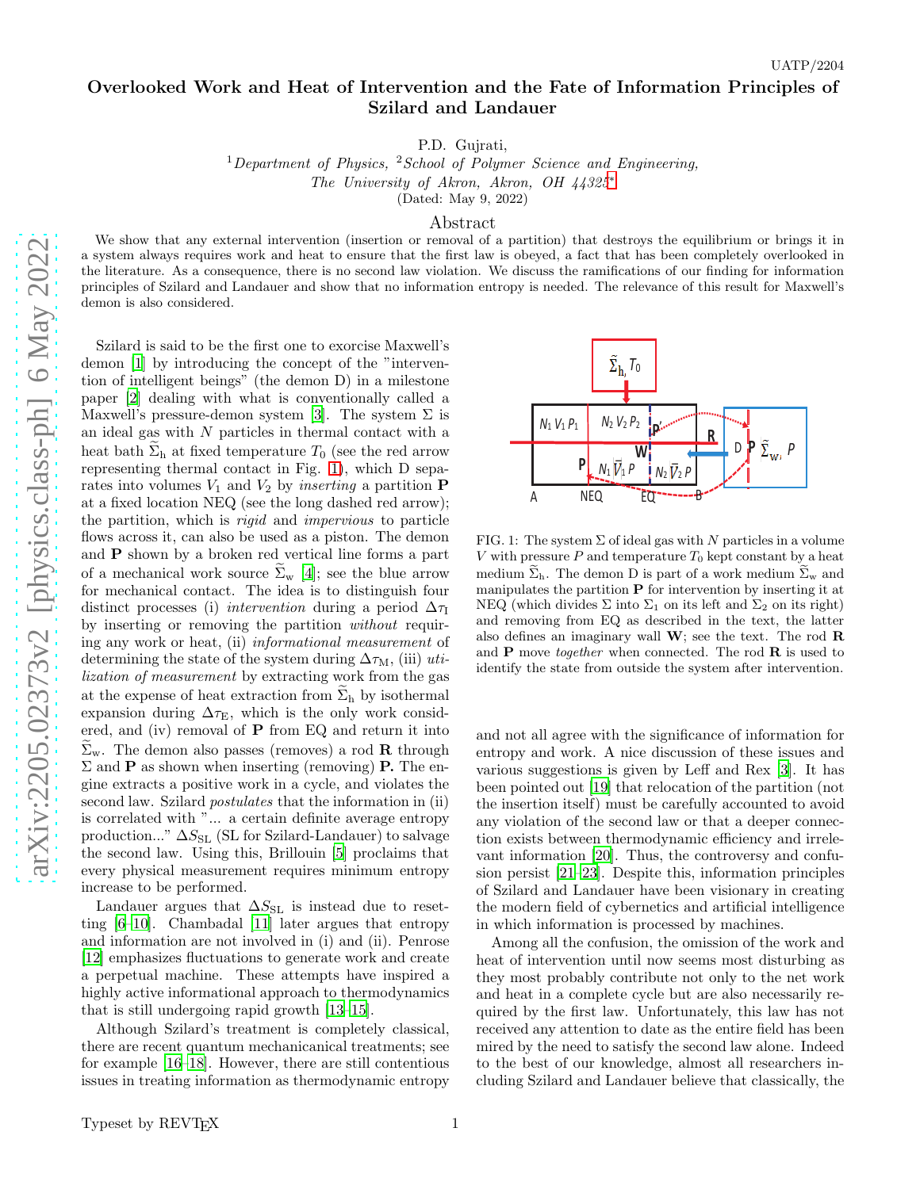UATP/2204

# Overlooked Work and Heat of Intervention and the Fate of Information Principles of Szilard and Landauer

P.D. Gujrati,

[1]*Department of Physics,* [2]*School of Polymer Science and Engineering, The University of Akron, Akron, OH 44325*[*]

(Dated: May 9, 2022)

## Abstract

We show that any external intervention (insertion or removal of a partition) that destroys the equilibrium or brings it in a system always requires work and heat to ensure that the first law is obeyed, a fact that has been completely overlooked in the literature. As a consequence, there is no second law violation. We discuss the ramifications of our finding for information principles of Szilard and Landauer and show that no information entropy is needed. The relevance of this result for Maxwell's demon is also considered.

Szilard is said to be the first one to exorcise Maxwell's demon [1] by introducing the concept of the "intervention of intelligent beings" (the demon D) in a milestone paper [2] dealing with what is conventionally called a Maxwell's pressure-demon system [3]. The system $\Sigma$ is an ideal gas with $N$ particles in thermal contact with a heat bath $\widetilde{\Sigma}_{\rm h}$ at fixed temperature $T_0$ (see the red arrow representing thermal contact in Fig. 1), which D separates into volumes $V_1$ and $V_2$ by *inserting* a partition **P** at a fixed location NEQ (see the long dashed red arrow); the partition, which is *rigid* and *impervious* to particle flows across it, can also be used as a piston. The demon and **P** shown by a broken red vertical line forms a part of a mechanical work source $\widetilde{\Sigma}_{\rm w}$ [4]; see the blue arrow for mechanical contact. The idea is to distinguish four distinct processes (i) *intervention* during a period $\Delta\tau_{\rm I}$ by inserting or removing the partition *without* requiring any work or heat, (ii) *informational measurement* of determining the state of the system during $\Delta\tau_{\rm M}$, (iii) *utilization of measurement* by extracting work from the gas at the expense of heat extraction from $\widetilde{\Sigma}_{\rm h}$ by isothermal expansion during $\Delta\tau_{\rm E}$, which is the only work considered, and (iv) removal of **P** from EQ and return it into $\widetilde{\Sigma}_{\rm w}$. The demon also passes (removes) a rod **R** through $\Sigma$ and **P** as shown when inserting (removing) **P.** The engine extracts a positive work in a cycle, and violates the second law. Szilard *postulates* that the information in (ii) is correlated with "... a certain definite average entropy production..." $\Delta S_{\rm SL}$ (SL for Szilard-Landauer) to salvage the second law. Using this, Brillouin [5] proclaims that every physical measurement requires minimum entropy increase to be performed.

Landauer argues that $\Delta S_{\rm SL}$ is instead due to resetting [6–10]. Chambadal [11] later argues that entropy and information are not involved in (i) and (ii). Penrose [12] emphasizes fluctuations to generate work and create a perpetual machine. These attempts have inspired a highly active informational approach to thermodynamics that is still undergoing rapid growth [13–15].

Although Szilard's treatment is completely classical, there are recent quantum mechanicanical treatments; see for example [16–18]. However, there are still contentious issues in treating information as thermodynamic entropy and not all agree with the significance of information for entropy and work. A nice discussion of these issues and various suggestions is given by Leff and Rex [3]. It has been pointed out [19] that relocation of the partition (not the insertion itself) must be carefully accounted to avoid any violation of the second law or that a deeper connection exists between thermodynamic efficiency and irrelevant information [20]. Thus, the controversy and confusion persist [21–23]. Despite this, information principles of Szilard and Landauer have been visionary in creating the modern field of cybernetics and artificial intelligence in which information is processed by machines.

FIG. 1: The system $\Sigma$ of ideal gas with $N$ particles in a volume $V$ with pressure $P$ and temperature $T_0$ kept constant by a heat medium $\widetilde{\Sigma}_{\rm h}$. The demon D is part of a work medium $\widetilde{\Sigma}_{\rm w}$ and manipulates the partition **P** for intervention by inserting it at NEQ (which divides $\Sigma$ into $\Sigma_1$ on its left and $\Sigma_2$ on its right) and removing from EQ as described in the text, the latter also defines an imaginary wall **W**; see the text. The rod **R** and **P** move *together* when connected. The rod **R** is used to identify the state from outside the system after intervention.

Among all the confusion, the omission of the work and heat of intervention until now seems most disturbing as they most probably contribute not only to the net work and heat in a complete cycle but are also necessarily required by the first law. Unfortunately, this law has not received any attention to date as the entire field has been mired by the need to satisfy the second law alone. Indeed to the best of our knowledge, almost all researchers including Szilard and Landauer believe that classically, the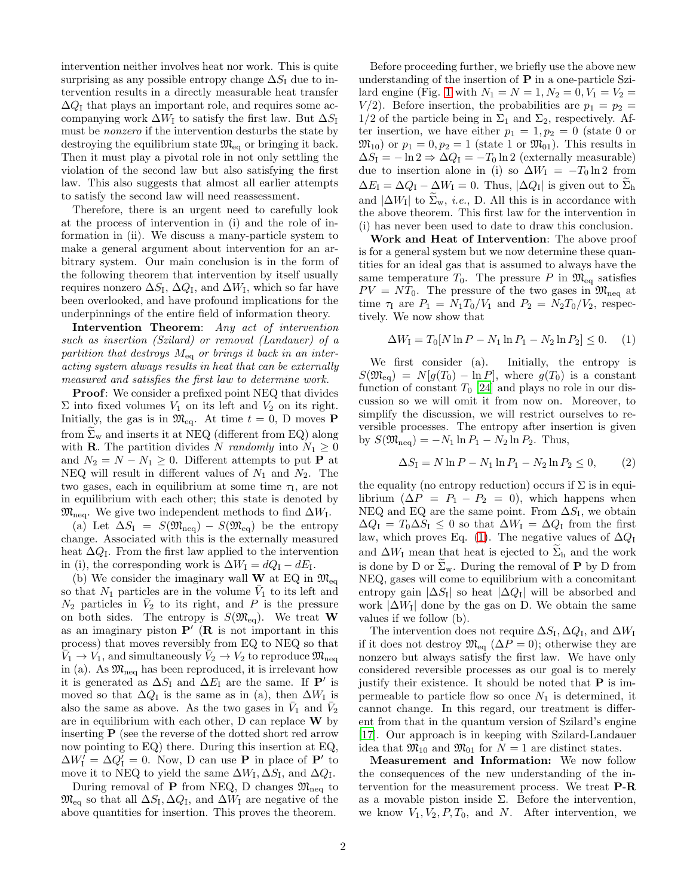intervention neither involves heat nor work. This is quite surprising as any possible entropy change $\Delta S_{\rm I}$ due to intervention results in a directly measurable heat transfer $\Delta Q_{\rm I}$ that plays an important role, and requires some accompanying work $\Delta W_{\rm I}$ to satisfy the first law. But $\Delta S_{\rm I}$ must be *nonzero* if the intervention desturbs the state by destroying the equilibrium state $\mathfrak{M}_{\rm eq}$ or bringing it back. Then it must play a pivotal role in not only settling the violation of the second law but also satisfying the first law. This also suggests that almost all earlier attempts to satisfy the second law will need reassessment.

Therefore, there is an urgent need to carefully look at the process of intervention in (i) and the role of information in (ii). We discuss a many-particle system to make a general argument about intervention for an arbitrary system. Our main conclusion is in the form of the following theorem that intervention by itself usually requires nonzero $\Delta S_{\rm I}$, $\Delta Q_{\rm I}$, and $\Delta W_{\rm I}$, which so far have been overlooked, and have profound implications for the underpinnings of the entire field of information theory.

**Intervention Theorem**: *Any act of intervention such as insertion (Szilard) or removal (Landauer) of a partition that destroys $M_{\rm eq}$ or brings it back in an interacting system always results in heat that can be externally measured and satisfies the first law to determine work.*

**Proof**: We consider a prefixed point NEQ that divides $\Sigma$ into fixed volumes $V_1$ on its left and $V_2$ on its right. Initially, the gas is in $\mathfrak{M}_{\rm eq}$. At time $t=0$, D moves $\mathbf{P}$ from $\widetilde{\Sigma}_{\rm w}$ and inserts it at NEQ (different from EQ) along with $\mathbf{R}$. The partition divides $N$ *randomly* into $N_1 \geq 0$ and $N_2 = N - N_1 \geq 0$. Different attempts to put $\mathbf{P}$ at NEQ will result in different values of $N_1$ and $N_2$. The two gases, each in equilibrium at some time $\tau_{\rm I}$, are not in equilibrium with each other; this state is denoted by $\mathfrak{M}_{\rm neq}$. We give two independent methods to find $\Delta W_{\rm I}$.

(a) Let $\Delta S_{\rm I} = S(\mathfrak{M}_{\rm neq}) - S(\mathfrak{M}_{\rm eq})$ be the entropy change. Associated with this is the externally measured heat $\Delta Q_{\rm I}$. From the first law applied to the intervention in (i), the corresponding work is $\Delta W_{\rm I} = dQ_{\rm I} - dE_{\rm I}$.

(b) We consider the imaginary wall $\mathbf{W}$ at EQ in $\mathfrak{M}_{\rm eq}$ so that $N_1$ particles are in the volume $\bar{V}_1$ to its left and $N_2$ particles in $\bar{V}_2$ to its right, and $P$ is the pressure on both sides. The entropy is $S(\mathfrak{M}_{\rm eq})$. We treat $\mathbf{W}$ as an imaginary piston $\mathbf{P}'$ ($\mathbf{R}$ is not important in this process) that moves reversibly from EQ to NEQ so that $\bar{V}_1 \to V_1$, and simultaneously $\bar{V}_2 \to V_2$ to reproduce $\mathfrak{M}_{\rm neq}$ in (a). As $\mathfrak{M}_{\rm neq}$ has been reproduced, it is irrelevant how it is generated as $\Delta S_{\rm I}$ and $\Delta E_{\rm I}$ are the same. If $\mathbf{P}'$ is moved so that $\Delta Q_{\rm I}$ is the same as in (a), then $\Delta W_{\rm I}$ is also the same as above. As the two gases in $\bar{V}_1$ and $\bar{V}_2$ are in equilibrium with each other, D can replace $\mathbf{W}$ by inserting $\mathbf{P}$ (see the reverse of the dotted short red arrow now pointing to EQ) there. During this insertion at EQ, $\Delta W_{\rm I}' = \Delta Q_{\rm I}' = 0$. Now, D can use $\mathbf{P}$ in place of $\mathbf{P}'$ to move it to NEQ to yield the same $\Delta W_{\rm I}, \Delta S_{\rm I}$, and $\Delta Q_{\rm I}$.

During removal of $\mathbf{P}$ from NEQ, D changes $\mathfrak{M}_{\rm neq}$ to $\mathfrak{M}_{\rm eq}$ so that all $\Delta S_{\rm I}, \Delta Q_{\rm I}$, and $\Delta W_{\rm I}$ are negative of the above quantities for insertion. This proves the theorem.

Before proceeding further, we briefly use the above new understanding of the insertion of $\mathbf{P}$ in a one-particle Szilard engine (Fig. 1 with $N_1 = N = 1, N_2 = 0, V_1 = V_2 = V/2$). Before insertion, the probabilities are $p_1 = p_2 = 1/2$ of the particle being in $\Sigma_1$ and $\Sigma_2$, respectively. After insertion, we have either $p_1 = 1, p_2 = 0$ (state 0 or $\mathfrak{M}_{10}$) or $p_1 = 0, p_2 = 1$ (state 1 or $\mathfrak{M}_{01}$). This results in $\Delta S_{\rm I} = -\ln 2 \Rightarrow \Delta Q_{\rm I} = -T_0 \ln 2$ (externally measurable) due to insertion alone in (i) so $\Delta W_{\rm I} = -T_0 \ln 2$ from $\Delta E_{\rm I} = \Delta Q_{\rm I} - \Delta W_{\rm I} = 0$. Thus, $|\Delta Q_{\rm I}|$ is given out to $\widetilde{\Sigma}_{\rm h}$ and $|\Delta W_{\rm I}|$ to $\widetilde{\Sigma}_{\rm w}$, *i.e.*, D. All this is in accordance with the above theorem. This first law for the intervention in (i) has never been used to date to draw this conclusion.

**Work and Heat of Intervention**: The above proof is for a general system but we now determine these quantities for an ideal gas that is assumed to always have the same temperature $T_0$. The pressure $P$ in $\mathfrak{M}_{\rm eq}$ satisfies $PV = NT_0$. The pressure of the two gases in $\mathfrak{M}_{\rm neq}$ at time $\tau_{\rm I}$ are $P_1 = N_1 T_0 / V_1$ and $P_2 = N_2 T_0 / V_2$, respectively. We now show that

$$\Delta W_{\rm I} = T_0[N \ln P - N_1 \ln P_1 - N_2 \ln P_2] \leq 0. \quad (1)$$

We first consider (a). Initially, the entropy is $S(\mathfrak{M}_{\rm eq}) = N[g(T_0) - \ln P]$, where $g(T_0)$ is a constant function of constant $T_0$ [24] and plays no role in our discussion so we will omit it from now on. Moreover, to simplify the discussion, we will restrict ourselves to reversible processes. The entropy after insertion is given by $S(\mathfrak{M}_{\rm neq}) = -N_1 \ln P_1 - N_2 \ln P_2$. Thus,

$$\Delta S_{\rm I} = N \ln P - N_1 \ln P_1 - N_2 \ln P_2 \leq 0, \quad (2)$$

the equality (no entropy reduction) occurs if $\Sigma$ is in equilibrium ($\Delta P = P_1 - P_2 = 0$), which happens when NEQ and EQ are the same point. From $\Delta S_{\rm I}$, we obtain $\Delta Q_{\rm I} = T_0 \Delta S_{\rm I} \leq 0$ so that $\Delta W_{\rm I} = \Delta Q_{\rm I}$ from the first law, which proves Eq. (1). The negative values of $\Delta Q_{\rm I}$ and $\Delta W_{\rm I}$ mean that heat is ejected to $\widetilde{\Sigma}_{\rm h}$ and the work is done by D or $\widetilde{\Sigma}_{\rm w}$. During the removal of $\mathbf{P}$ by D from NEQ, gases will come to equilibrium with a concomitant entropy gain $|\Delta S_{\rm I}|$ so heat $|\Delta Q_{\rm I}|$ will be absorbed and work $|\Delta W_{\rm I}|$ done by the gas on D. We obtain the same values if we follow (b).

The intervention does not require $\Delta S_{\rm I}, \Delta Q_{\rm I}$, and $\Delta W_{\rm I}$ if it does not destroy $\mathfrak{M}_{\rm eq}$ ($\Delta P = 0$); otherwise they are nonzero but always satisfy the first law. We have only considered reversible processes as our goal is to merely justify their existence. It should be noted that $\mathbf{P}$ is impermeable to particle flow so once $N_1$ is determined, it cannot change. In this regard, our treatment is different from that in the quantum version of Szilard's engine [17]. Our approach is in keeping with Szilard-Landauer idea that $\mathfrak{M}_{10}$ and $\mathfrak{M}_{01}$ for $N = 1$ are distinct states.

**Measurement and Information:** We now follow the consequences of the new understanding of the intervention for the measurement process. We treat $\mathbf{P}$-$\mathbf{R}$ as a movable piston inside $\Sigma$. Before the intervention, we know $V_1, V_2, P, T_0$, and $N$. After intervention, we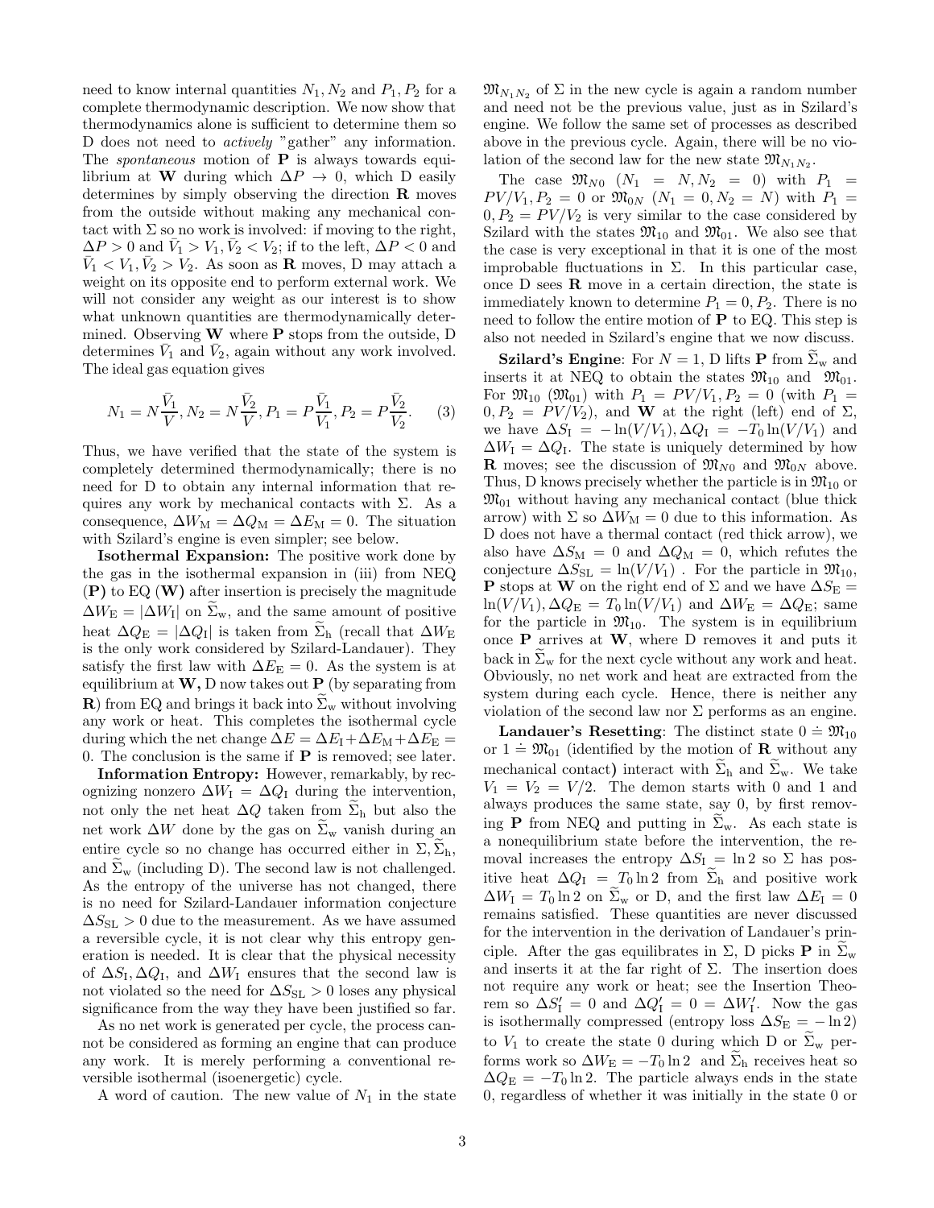need to know internal quantities $N_1, N_2$ and $P_1, P_2$ for a complete thermodynamic description. We now show that thermodynamics alone is sufficient to determine them so D does not need to *actively* "gather" any information. The *spontaneous* motion of $\mathbf{P}$ is always towards equilibrium at $\mathbf{W}$ during which $\Delta P \to 0$, which D easily determines by simply observing the direction $\mathbf{R}$ moves from the outside without making any mechanical contact with $\Sigma$ so no work is involved: if moving to the right, $\Delta P > 0$ and $\bar{V}_1 > V_1, \bar{V}_2 < V_2$; if to the left, $\Delta P < 0$ and $\bar{V}_1 < V_1, \bar{V}_2 > V_2$. As soon as $\mathbf{R}$ moves, D may attach a weight on its opposite end to perform external work. We will not consider any weight as our interest is to show what unknown quantities are thermodynamically determined. Observing $\mathbf{W}$ where $\mathbf{P}$ stops from the outside, D determines $\bar{V}_1$ and $\bar{V}_2$, again without any work involved. The ideal gas equation gives

$$N_1 = N\frac{\bar{V}_1}{V}, N_2 = N\frac{\bar{V}_2}{V}, P_1 = P\frac{\bar{V}_1}{V_1}, P_2 = P\frac{\bar{V}_2}{V_2}. \quad (3)$$

Thus, we have verified that the state of the system is completely determined thermodynamically; there is no need for D to obtain any internal information that requires any work by mechanical contacts with $\Sigma$. As a consequence, $\Delta W_\mathrm{M} = \Delta Q_\mathrm{M} = \Delta E_\mathrm{M} = 0$. The situation with Szilard's engine is even simpler; see below.

**Isothermal Expansion:** The positive work done by the gas in the isothermal expansion in (iii) from NEQ ($\mathbf{P}$) to EQ ($\mathbf{W}$) after insertion is precisely the magnitude $\Delta W_\mathrm{E} = |\Delta W_\mathrm{I}|$ on $\widetilde{\Sigma}_\mathrm{w}$, and the same amount of positive heat $\Delta Q_\mathrm{E} = |\Delta Q_\mathrm{I}|$ is taken from $\widetilde{\Sigma}_\mathrm{h}$ (recall that $\Delta W_\mathrm{E}$ is the only work considered by Szilard-Landauer). They satisfy the first law with $\Delta E_\mathrm{E} = 0$. As the system is at equilibrium at $\mathbf{W}$, D now takes out $\mathbf{P}$ (by separating from $\mathbf{R}$) from EQ and brings it back into $\widetilde{\Sigma}_\mathrm{w}$ without involving any work or heat. This completes the isothermal cycle during which the net change $\Delta E = \Delta E_\mathrm{I} + \Delta E_\mathrm{M} + \Delta E_\mathrm{E} = 0$. The conclusion is the same if $\mathbf{P}$ is removed; see later.

**Information Entropy:** However, remarkably, by recognizing nonzero $\Delta W_\mathrm{I} = \Delta Q_\mathrm{I}$ during the intervention, not only the net heat $\Delta Q$ taken from $\widetilde{\Sigma}_\mathrm{h}$ but also the net work $\Delta W$ done by the gas on $\widetilde{\Sigma}_\mathrm{w}$ vanish during an entire cycle so no change has occurred either in $\Sigma, \widetilde{\Sigma}_\mathrm{h}$, and $\widetilde{\Sigma}_\mathrm{w}$ (including D). The second law is not challenged. As the entropy of the universe has not changed, there is no need for Szilard-Landauer information conjecture $\Delta S_\mathrm{SL} > 0$ due to the measurement. As we have assumed a reversible cycle, it is not clear why this entropy generation is needed. It is clear that the physical necessity of $\Delta S_\mathrm{I}, \Delta Q_\mathrm{I}$, and $\Delta W_\mathrm{I}$ ensures that the second law is not violated so the need for $\Delta S_\mathrm{SL} > 0$ loses any physical significance from the way they have been justified so far.

As no net work is generated per cycle, the process cannot be considered as forming an engine that can produce any work. It is merely performing a conventional reversible isothermal (isoenergetic) cycle.

A word of caution. The new value of $N_1$ in the state $\mathfrak{M}_{N_1N_2}$ of $\Sigma$ in the new cycle is again a random number and need not be the previous value, just as in Szilard's engine. We follow the same set of processes as described above in the previous cycle. Again, there will be no violation of the second law for the new state $\mathfrak{M}_{N_1N_2}$.

The case $\mathfrak{M}_{N0}$ ($N_1 = N, N_2 = 0$) with $P_1 = PV/V_1, P_2 = 0$ or $\mathfrak{M}_{0N}$ ($N_1 = 0, N_2 = N$) with $P_1 = 0, P_2 = PV/V_2$ is very similar to the case considered by Szilard with the states $\mathfrak{M}_{10}$ and $\mathfrak{M}_{01}$. We also see that the case is very exceptional in that it is one of the most improbable fluctuations in $\Sigma$. In this particular case, once D sees $\mathbf{R}$ move in a certain direction, the state is immediately known to determine $P_1 = 0, P_2$. There is no need to follow the entire motion of $\mathbf{P}$ to EQ. This step is also not needed in Szilard's engine that we now discuss.

**Szilard's Engine**: For $N = 1$, D lifts $\mathbf{P}$ from $\widetilde{\Sigma}_\mathrm{w}$ and inserts it at NEQ to obtain the states $\mathfrak{M}_{10}$ and $\mathfrak{M}_{01}$. For $\mathfrak{M}_{10}$ ($\mathfrak{M}_{01}$) with $P_1 = PV/V_1, P_2 = 0$ (with $P_1 = 0, P_2 = PV/V_2$), and $\mathbf{W}$ at the right (left) end of $\Sigma$, we have $\Delta S_\mathrm{I} = -\ln(V/V_1), \Delta Q_\mathrm{I} = -T_0\ln(V/V_1)$ and $\Delta W_\mathrm{I} = \Delta Q_\mathrm{I}$. The state is uniquely determined by how $\mathbf{R}$ moves; see the discussion of $\mathfrak{M}_{N0}$ and $\mathfrak{M}_{0N}$ above. Thus, D knows precisely whether the particle is in $\mathfrak{M}_{10}$ or $\mathfrak{M}_{01}$ without having any mechanical contact (blue thick arrow) with $\Sigma$ so $\Delta W_\mathrm{M} = 0$ due to this information. As D does not have a thermal contact (red thick arrow), we also have $\Delta S_\mathrm{M} = 0$ and $\Delta Q_\mathrm{M} = 0$, which refutes the conjecture $\Delta S_\mathrm{SL} = \ln(V/V_1)$ . For the particle in $\mathfrak{M}_{10}$, $\mathbf{P}$ stops at $\mathbf{W}$ on the right end of $\Sigma$ and we have $\Delta S_\mathrm{E} = \ln(V/V_1), \Delta Q_\mathrm{E} = T_0\ln(V/V_1)$ and $\Delta W_\mathrm{E} = \Delta Q_\mathrm{E}$; same for the particle in $\mathfrak{M}_{10}$. The system is in equilibrium once $\mathbf{P}$ arrives at $\mathbf{W}$, where D removes it and puts it back in $\widetilde{\Sigma}_\mathrm{w}$ for the next cycle without any work and heat. Obviously, no net work and heat are extracted from the system during each cycle. Hence, there is neither any violation of the second law nor $\Sigma$ performs as an engine.

**Landauer's Resetting**: The distinct state $0 \doteq \mathfrak{M}_{10}$ or $1 \doteq \mathfrak{M}_{01}$ (identified by the motion of $\mathbf{R}$ without any mechanical contact) interact with $\widetilde{\Sigma}_\mathrm{h}$ and $\widetilde{\Sigma}_\mathrm{w}$. We take $V_1 = V_2 = V/2$. The demon starts with 0 and 1 and always produces the same state, say 0, by first removing $\mathbf{P}$ from NEQ and putting in $\widetilde{\Sigma}_\mathrm{w}$. As each state is a nonequilibrium state before the intervention, the removal increases the entropy $\Delta S_\mathrm{I} = \ln 2$ so $\Sigma$ has positive heat $\Delta Q_\mathrm{I} = T_0\ln 2$ from $\widetilde{\Sigma}_\mathrm{h}$ and positive work $\Delta W_\mathrm{I} = T_0\ln 2$ on $\widetilde{\Sigma}_\mathrm{w}$ or D, and the first law $\Delta E_\mathrm{I} = 0$ remains satisfied. These quantities are never discussed for the intervention in the derivation of Landauer's principle. After the gas equilibrates in $\Sigma$, D picks $\mathbf{P}$ in $\widetilde{\Sigma}_\mathrm{w}$ and inserts it at the far right of $\Sigma$. The insertion does not require any work or heat; see the Insertion Theorem so $\Delta S'_\mathrm{I} = 0$ and $\Delta Q'_\mathrm{I} = 0 = \Delta W'_\mathrm{I}$. Now the gas is isothermally compressed (entropy loss $\Delta S_\mathrm{E} = -\ln 2$) to $V_1$ to create the state 0 during which D or $\widetilde{\Sigma}_\mathrm{w}$ performs work so $\Delta W_\mathrm{E} = -T_0\ln 2$ and $\widetilde{\Sigma}_\mathrm{h}$ receives heat so $\Delta Q_\mathrm{E} = -T_0\ln 2$. The particle always ends in the state 0, regardless of whether it was initially in the state 0 or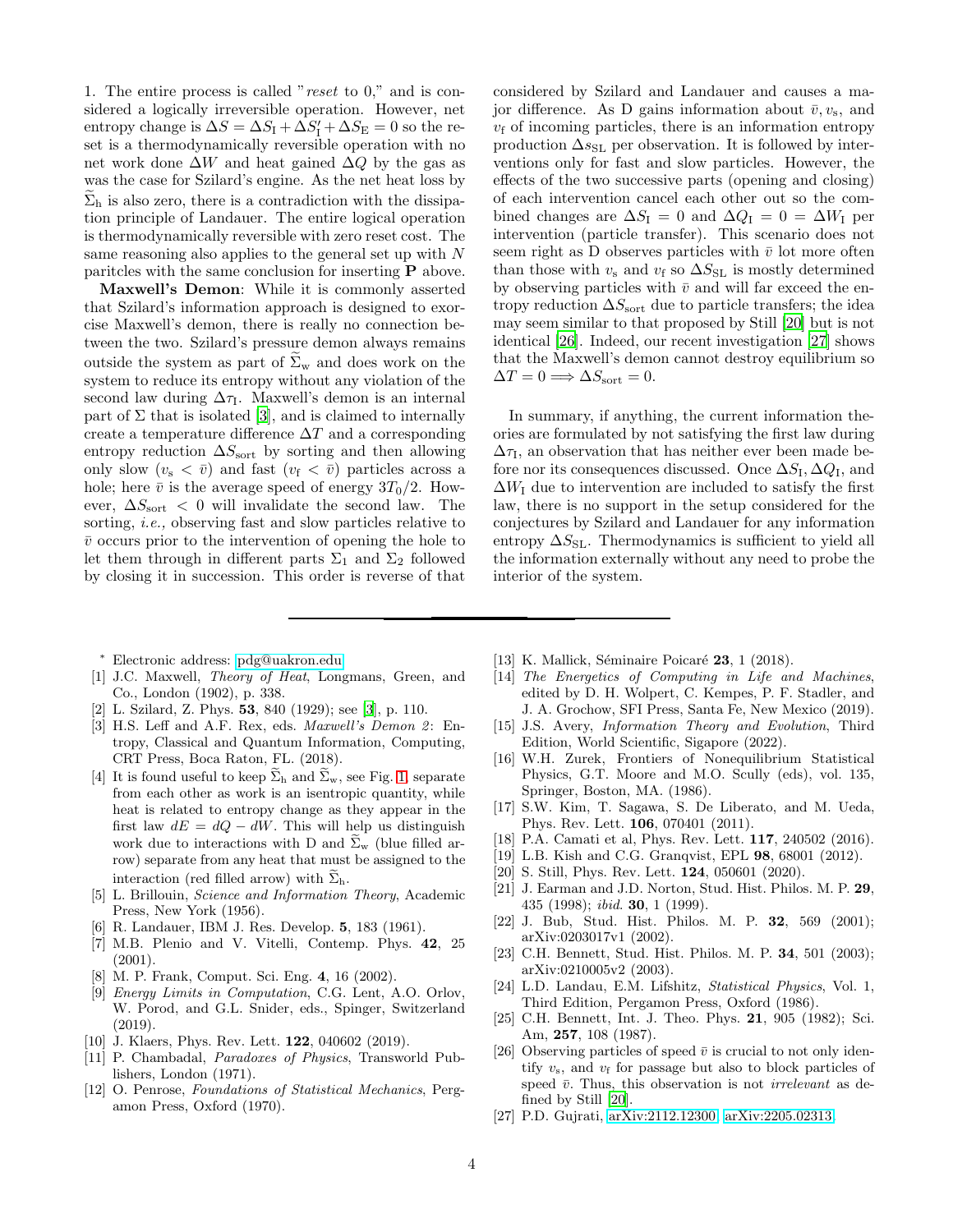1. The entire process is called "*reset* to 0," and is considered a logically irreversible operation. However, net entropy change is $\Delta S = \Delta S_{\rm I} + \Delta S'_{\rm I} + \Delta S_{\rm E} = 0$ so the reset is a thermodynamically reversible operation with no net work done $\Delta W$ and heat gained $\Delta Q$ by the gas as was the case for Szilard's engine. As the net heat loss by $\widetilde{\Sigma}_{\rm h}$ is also zero, there is a contradiction with the dissipation principle of Landauer. The entire logical operation is thermodynamically reversible with zero reset cost. The same reasoning also applies to the general set up with $N$ paritcles with the same conclusion for inserting $\mathbf{P}$ above.

**Maxwell's Demon**: While it is commonly asserted that Szilard's information approach is designed to exorcise Maxwell's demon, there is really no connection between the two. Szilard's pressure demon always remains outside the system as part of $\widetilde{\Sigma}_{\rm w}$ and does work on the system to reduce its entropy without any violation of the second law during $\Delta\tau_{\rm I}$. Maxwell's demon is an internal part of $\Sigma$ that is isolated [3], and is claimed to internally create a temperature difference $\Delta T$ and a corresponding entropy reduction $\Delta S_{\rm sort}$ by sorting and then allowing only slow ($v_{\rm s} < \bar{v}$) and fast ($v_{\rm f} < \bar{v}$) particles across a hole; here $\bar{v}$ is the average speed of energy $3T_0/2$. However, $\Delta S_{\rm sort} < 0$ will invalidate the second law. The sorting, *i.e.,* observing fast and slow particles relative to $\bar{v}$ occurs prior to the intervention of opening the hole to let them through in different parts $\Sigma_1$ and $\Sigma_2$ followed by closing it in succession. This order is reverse of that considered by Szilard and Landauer and causes a major difference. As D gains information about $\bar{v}, v_{\rm s}$, and $v_{\rm f}$ of incoming particles, there is an information entropy production $\Delta s_{\rm SL}$ per observation. It is followed by interventions only for fast and slow particles. However, the effects of the two successive parts (opening and closing) of each intervention cancel each other out so the combined changes are $\Delta S_{\rm I} = 0$ and $\Delta Q_{\rm I} = 0 = \Delta W_{\rm I}$ per intervention (particle transfer). This scenario does not seem right as D observes particles with $\bar{v}$ lot more often than those with $v_{\rm s}$ and $v_{\rm f}$ so $\Delta S_{\rm SL}$ is mostly determined by observing particles with $\bar{v}$ and will far exceed the entropy reduction $\Delta S_{\rm sort}$ due to particle transfers; the idea may seem similar to that proposed by Still [20] but is not identical [26]. Indeed, our recent investigation [27] shows that the Maxwell's demon cannot destroy equilibrium so $\Delta T = 0 \Longrightarrow \Delta S_{\rm sort} = 0$.

In summary, if anything, the current information theories are formulated by not satisfying the first law during $\Delta\tau_{\rm I}$, an observation that has neither ever been made before nor its consequences discussed. Once $\Delta S_{\rm I}, \Delta Q_{\rm I}$, and $\Delta W_{\rm I}$ due to intervention are included to satisfy the first law, there is no support in the setup considered for the conjectures by Szilard and Landauer for any information entropy $\Delta S_{\rm SL}$. Thermodynamics is sufficient to yield all the information externally without any need to probe the interior of the system.

---

\* Electronic address: pdg@uakron.edu

[1] J.C. Maxwell, *Theory of Heat*, Longmans, Green, and Co., London (1902), p. 338.

[2] L. Szilard, Z. Phys. **53**, 840 (1929); see [3], p. 110.

[3] H.S. Leff and A.F. Rex, eds. *Maxwell's Demon 2*: Entropy, Classical and Quantum Information, Computing, CRT Press, Boca Raton, FL. (2018).

[4] It is found useful to keep $\widetilde{\Sigma}_{\rm h}$ and $\widetilde{\Sigma}_{\rm w}$, see Fig. 1, separate from each other as work is an isentropic quantity, while heat is related to entropy change as they appear in the first law $dE = dQ - dW$. This will help us distinguish work due to interactions with D and $\widetilde{\Sigma}_{\rm w}$ (blue filled arrow) separate from any heat that must be assigned to the interaction (red filled arrow) with $\widetilde{\Sigma}_{\rm h}$.

[5] L. Brillouin, *Science and Information Theory*, Academic Press, New York (1956).

[6] R. Landauer, IBM J. Res. Develop. **5**, 183 (1961).

[7] M.B. Plenio and V. Vitelli, Contemp. Phys. **42**, 25 (2001).

[8] M. P. Frank, Comput. Sci. Eng. **4**, 16 (2002).

[9] *Energy Limits in Computation*, C.G. Lent, A.O. Orlov, W. Porod, and G.L. Snider, eds., Spinger, Switzerland (2019).

[10] J. Klaers, Phys. Rev. Lett. **122**, 040602 (2019).

[11] P. Chambadal, *Paradoxes of Physics*, Transworld Publishers, London (1971).

[12] O. Penrose, *Foundations of Statistical Mechanics*, Pergamon Press, Oxford (1970).

[13] K. Mallick, Séminaire Poicaré **23**, 1 (2018).

[14] *The Energetics of Computing in Life and Machines*, edited by D. H. Wolpert, C. Kempes, P. F. Stadler, and J. A. Grochow, SFI Press, Santa Fe, New Mexico (2019).

[15] J.S. Avery, *Information Theory and Evolution*, Third Edition, World Scientific, Sigapore (2022).

[16] W.H. Zurek, Frontiers of Nonequilibrium Statistical Physics, G.T. Moore and M.O. Scully (eds), vol. 135, Springer, Boston, MA. (1986).

[17] S.W. Kim, T. Sagawa, S. De Liberato, and M. Ueda, Phys. Rev. Lett. **106**, 070401 (2011).

[18] P.A. Camati et al, Phys. Rev. Lett. **117**, 240502 (2016).

[19] L.B. Kish and C.G. Granqvist, EPL **98**, 68001 (2012).

[20] S. Still, Phys. Rev. Lett. **124**, 050601 (2020).

[21] J. Earman and J.D. Norton, Stud. Hist. Philos. M. P. **29**, 435 (1998); *ibid.* **30**, 1 (1999).

[22] J. Bub, Stud. Hist. Philos. M. P. **32**, 569 (2001); arXiv:0203017v1 (2002).

[23] C.H. Bennett, Stud. Hist. Philos. M. P. **34**, 501 (2003); arXiv:0210005v2 (2003).

[24] L.D. Landau, E.M. Lifshitz, *Statistical Physics*, Vol. 1, Third Edition, Pergamon Press, Oxford (1986).

[25] C.H. Bennett, Int. J. Theo. Phys. **21**, 905 (1982); Sci. Am, **257**, 108 (1987).

[26] Observing particles of speed $\bar{v}$ is crucial to not only identify $v_{\rm s}$, and $v_{\rm f}$ for passage but also to block particles of speed $\bar{v}$. Thus, this observation is not *irrelevant* as defined by Still [20].

[27] P.D. Gujrati, arXiv:2112.12300; arXiv:2205.02313.